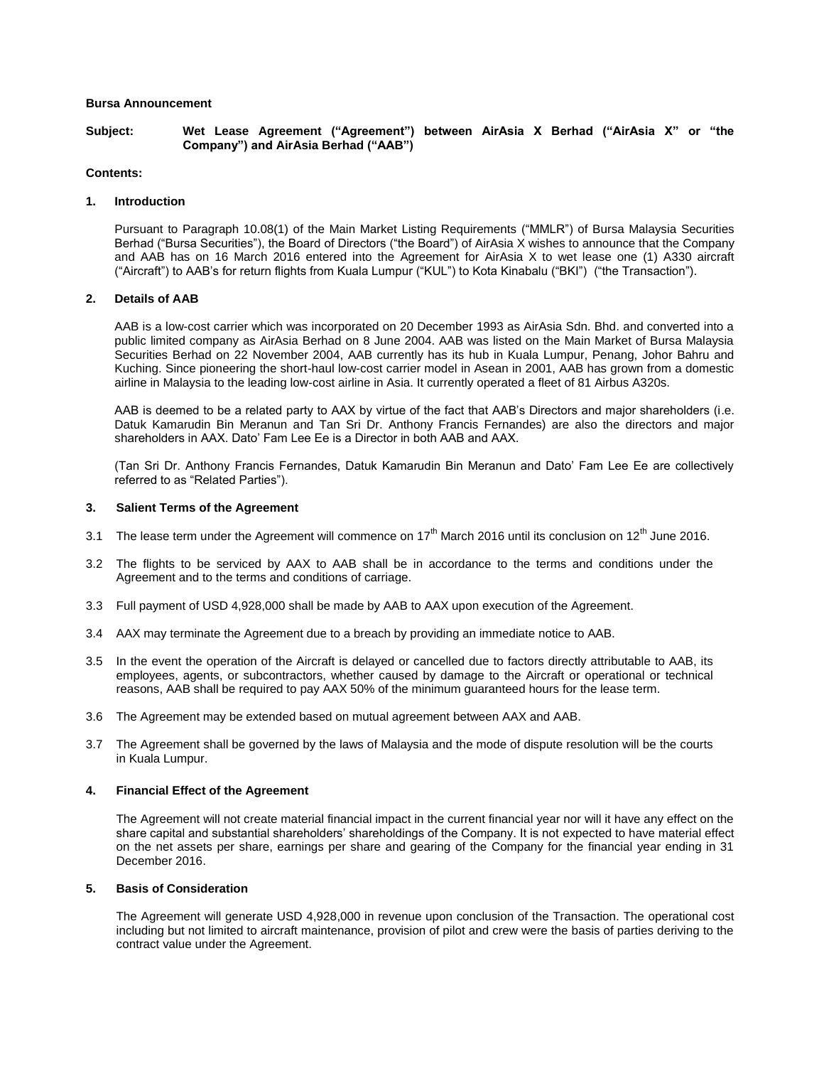**Bursa Announcement**

**Subject: Wet Lease Agreement ("Agreement") between AirAsia X Berhad ("AirAsia X" or "the Company") and AirAsia Berhad ("AAB")**

**Contents:**

## 1. Introduction

Pursuant to Paragraph 10.08(1) of the Main Market Listing Requirements ("MMLR") of Bursa Malaysia Securities Berhad ("Bursa Securities"), the Board of Directors ("the Board") of AirAsia X wishes to announce that the Company and AAB has on 16 March 2016 entered into the Agreement for AirAsia X to wet lease one (1) A330 aircraft ("Aircraft") to AAB's for return flights from Kuala Lumpur ("KUL") to Kota Kinabalu ("BKI") ("the Transaction").

## 2. Details of AAB

AAB is a low-cost carrier which was incorporated on 20 December 1993 as AirAsia Sdn. Bhd. and converted into a public limited company as AirAsia Berhad on 8 June 2004. AAB was listed on the Main Market of Bursa Malaysia Securities Berhad on 22 November 2004, AAB currently has its hub in Kuala Lumpur, Penang, Johor Bahru and Kuching. Since pioneering the short-haul low-cost carrier model in Asean in 2001, AAB has grown from a domestic airline in Malaysia to the leading low-cost airline in Asia. It currently operated a fleet of 81 Airbus A320s.

AAB is deemed to be a related party to AAX by virtue of the fact that AAB's Directors and major shareholders (i.e. Datuk Kamarudin Bin Meranun and Tan Sri Dr. Anthony Francis Fernandes) are also the directors and major shareholders in AAX. Dato' Fam Lee Ee is a Director in both AAB and AAX.

(Tan Sri Dr. Anthony Francis Fernandes, Datuk Kamarudin Bin Meranun and Dato' Fam Lee Ee are collectively referred to as "Related Parties").

## 3. Salient Terms of the Agreement

3.1 The lease term under the Agreement will commence on 17th March 2016 until its conclusion on 12th June 2016.

3.2 The flights to be serviced by AAX to AAB shall be in accordance to the terms and conditions under the Agreement and to the terms and conditions of carriage.

3.3 Full payment of USD 4,928,000 shall be made by AAB to AAX upon execution of the Agreement.

3.4 AAX may terminate the Agreement due to a breach by providing an immediate notice to AAB.

3.5 In the event the operation of the Aircraft is delayed or cancelled due to factors directly attributable to AAB, its employees, agents, or subcontractors, whether caused by damage to the Aircraft or operational or technical reasons, AAB shall be required to pay AAX 50% of the minimum guaranteed hours for the lease term.

3.6 The Agreement may be extended based on mutual agreement between AAX and AAB.

3.7 The Agreement shall be governed by the laws of Malaysia and the mode of dispute resolution will be the courts in Kuala Lumpur.

## 4. Financial Effect of the Agreement

The Agreement will not create material financial impact in the current financial year nor will it have any effect on the share capital and substantial shareholders' shareholdings of the Company. It is not expected to have material effect on the net assets per share, earnings per share and gearing of the Company for the financial year ending in 31 December 2016.

## 5. Basis of Consideration

The Agreement will generate USD 4,928,000 in revenue upon conclusion of the Transaction. The operational cost including but not limited to aircraft maintenance, provision of pilot and crew were the basis of parties deriving to the contract value under the Agreement.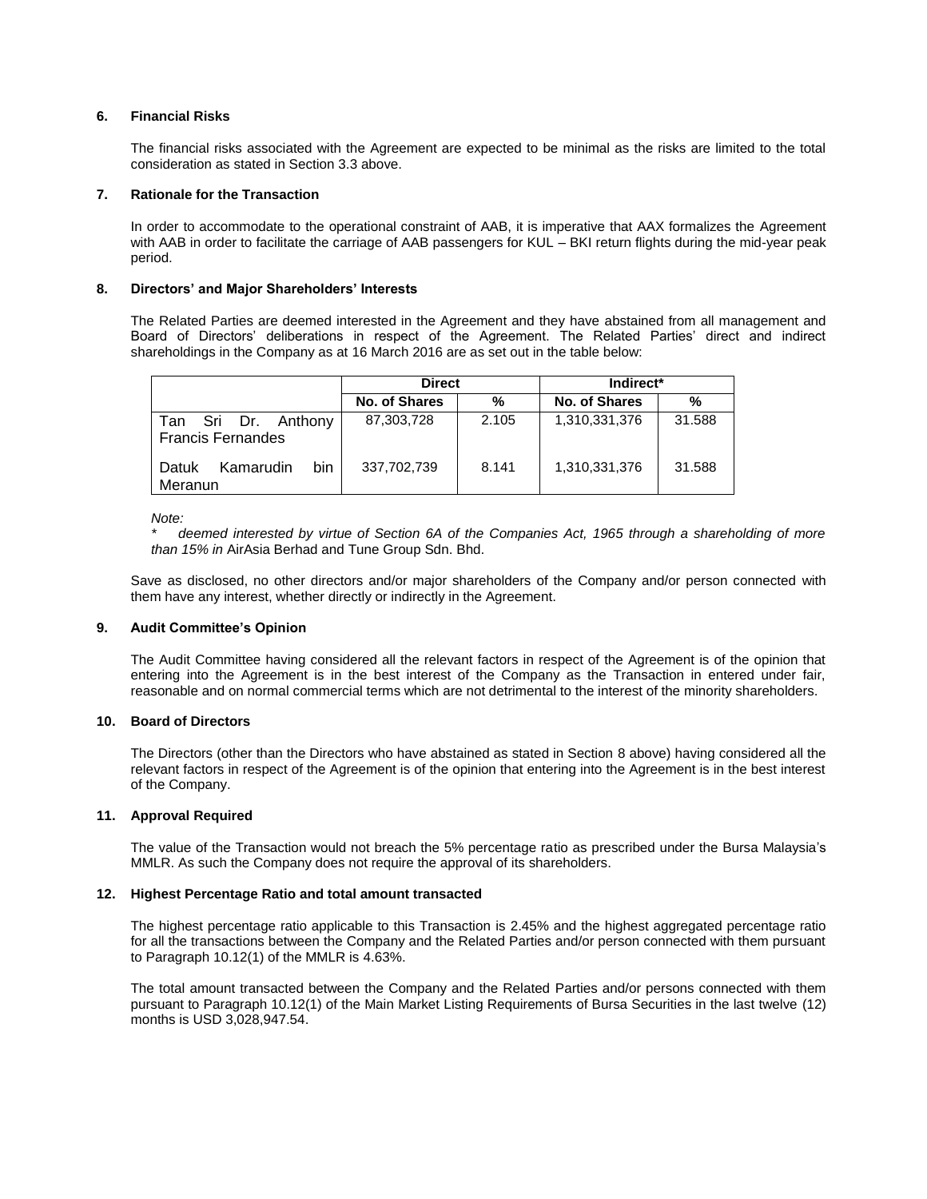## 6. Financial Risks

The financial risks associated with the Agreement are expected to be minimal as the risks are limited to the total consideration as stated in Section 3.3 above.

## 7. Rationale for the Transaction

In order to accommodate to the operational constraint of AAB, it is imperative that AAX formalizes the Agreement with AAB in order to facilitate the carriage of AAB passengers for KUL – BKI return flights during the mid-year peak period.

## 8. Directors' and Major Shareholders' Interests

The Related Parties are deemed interested in the Agreement and they have abstained from all management and Board of Directors' deliberations in respect of the Agreement. The Related Parties' direct and indirect shareholdings in the Company as at 16 March 2016 are as set out in the table below:

| | Direct | | Indirect* | |
|---|---|---|---|---|
| | **No. of Shares** | **%** | **No. of Shares** | **%** |
| Tan Sri Dr. Anthony Francis Fernandes | 87,303,728 | 2.105 | 1,310,331,376 | 31.588 |
| Datuk Kamarudin bin Meranun | 337,702,739 | 8.141 | 1,310,331,376 | 31.588 |

*Note:*

\* *deemed interested by virtue of Section 6A of the Companies Act, 1965 through a shareholding of more than 15% in* AirAsia Berhad and Tune Group Sdn. Bhd.

Save as disclosed, no other directors and/or major shareholders of the Company and/or person connected with them have any interest, whether directly or indirectly in the Agreement.

## 9. Audit Committee's Opinion

The Audit Committee having considered all the relevant factors in respect of the Agreement is of the opinion that entering into the Agreement is in the best interest of the Company as the Transaction in entered under fair, reasonable and on normal commercial terms which are not detrimental to the interest of the minority shareholders.

## 10. Board of Directors

The Directors (other than the Directors who have abstained as stated in Section 8 above) having considered all the relevant factors in respect of the Agreement is of the opinion that entering into the Agreement is in the best interest of the Company.

## 11. Approval Required

The value of the Transaction would not breach the 5% percentage ratio as prescribed under the Bursa Malaysia's MMLR. As such the Company does not require the approval of its shareholders.

## 12. Highest Percentage Ratio and total amount transacted

The highest percentage ratio applicable to this Transaction is 2.45% and the highest aggregated percentage ratio for all the transactions between the Company and the Related Parties and/or person connected with them pursuant to Paragraph 10.12(1) of the MMLR is 4.63%.

The total amount transacted between the Company and the Related Parties and/or persons connected with them pursuant to Paragraph 10.12(1) of the Main Market Listing Requirements of Bursa Securities in the last twelve (12) months is USD 3,028,947.54.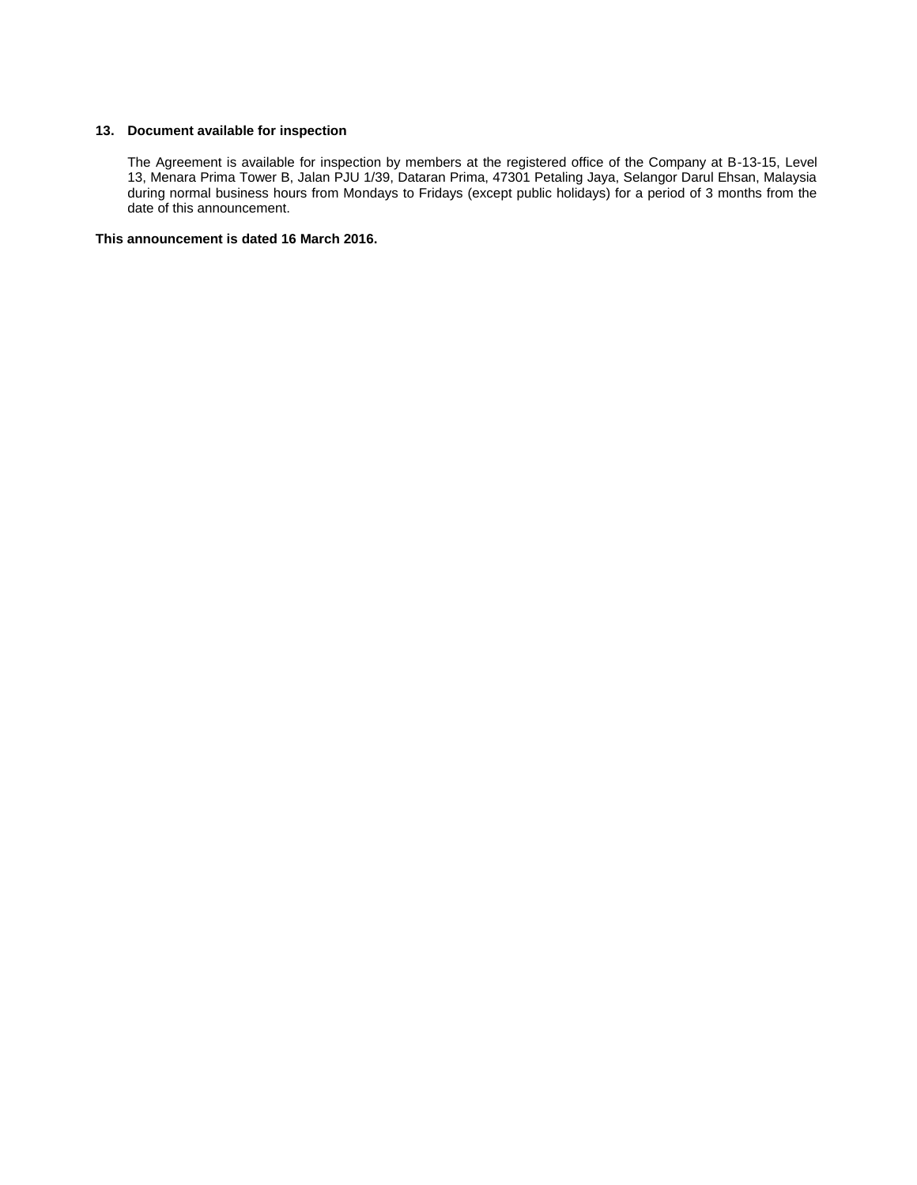### 13. Document available for inspection

The Agreement is available for inspection by members at the registered office of the Company at B-13-15, Level 13, Menara Prima Tower B, Jalan PJU 1/39, Dataran Prima, 47301 Petaling Jaya, Selangor Darul Ehsan, Malaysia during normal business hours from Mondays to Fridays (except public holidays) for a period of 3 months from the date of this announcement.

**This announcement is dated 16 March 2016.**